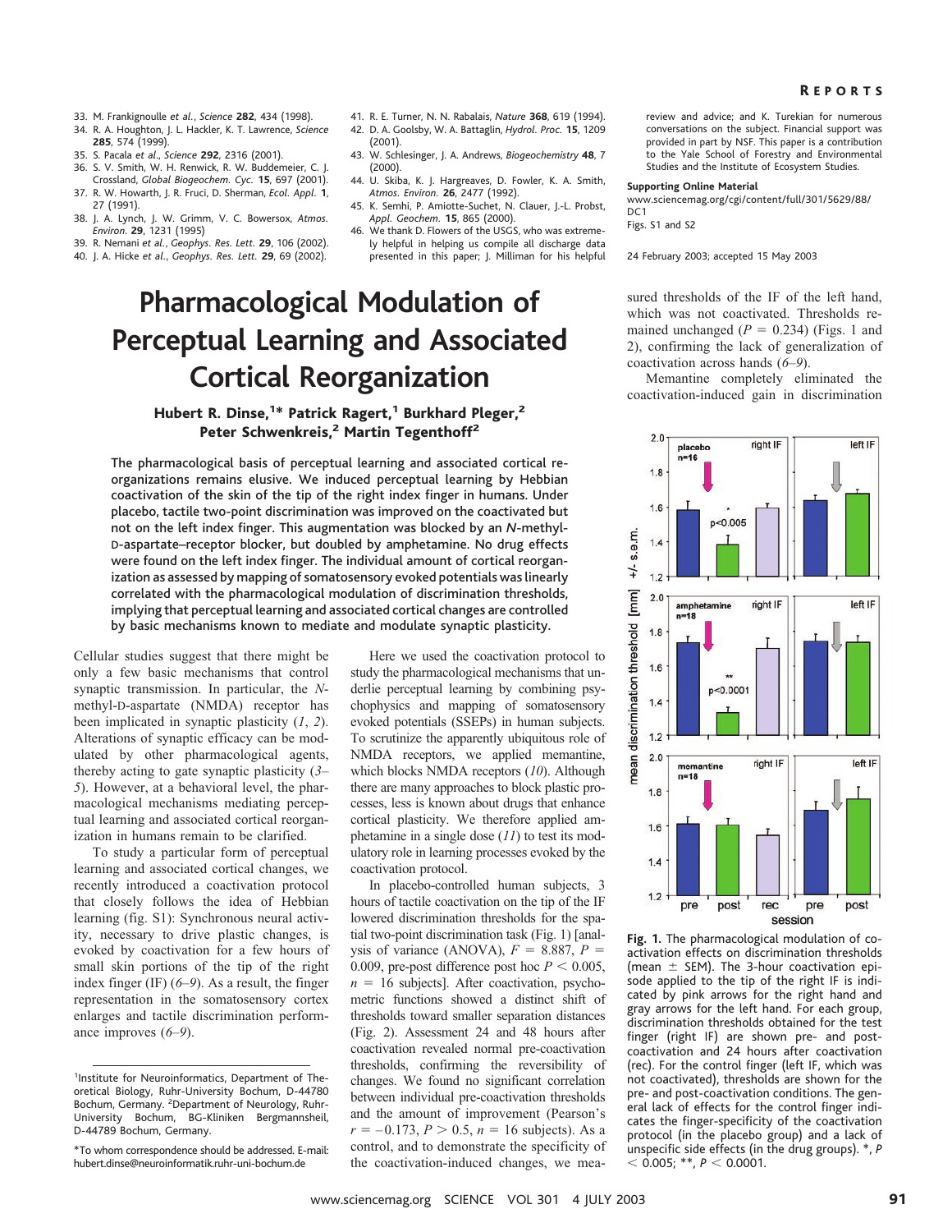33. M. Frankignoulle et al., Science 282, 434 (1998).
34. R. A. Houghton, J. L. Hackler, K. T. Lawrence, Science 285, 574 (1999).
35. S. Pacala et al., Science 292, 2316 (2001).
36. S. V. Smith, W. H. Renwick, R. W. Buddemeier, C. J. Crossland, Global Biogeochem. Cyc. 15, 697 (2001).
37. R. W. Howarth, J. R. Fruci, D. Sherman, Ecol. Appl. 1, 27 (1991).
38. J. A. Lynch, J. W. Grimm, V. C. Bowersox, Atmos. Environ. 29, 1231 (1995)
39. R. Nemani et al., Geophys. Res. Lett. 29, 106 (2002).
40. J. A. Hicke et al., Geophys. Res. Lett. 29, 69 (2002).
41. R. E. Turner, N. N. Rabalais, Nature 368, 619 (1994).
42. D. A. Goolsby, W. A. Battaglin, Hydrol. Proc. 15, 1209 (2001).
43. W. Schlesinger, J. A. Andrews, Biogeochemistry 48, 7 (2000).
44. U. Skiba, K. J. Hargreaves, D. Fowler, K. A. Smith, Atmos. Environ. 26, 2477 (1992).
45. K. Semhi, P. Amiotte-Suchet, N. Clauer, J.-L. Probst, Appl. Geochem. 15, 865 (2000).
46. We thank D. Flowers of the USGS, who was extremely helpful in helping us compile all discharge data presented in this paper; J. Milliman for his helpful review and advice; and K. Turekian for numerous conversations on the subject. Financial support was provided in part by NSF. This paper is a contribution to the Yale School of Forestry and Environmental Studies and the Institute of Ecosystem Studies.

**Supporting Online Material**
www.sciencemag.org/cgi/content/full/301/5629/88/DC1
Figs. S1 and S2

24 February 2003; accepted 15 May 2003

# Pharmacological Modulation of Perceptual Learning and Associated Cortical Reorganization

**Hubert R. Dinse,[1]* Patrick Ragert,[1] Burkhard Pleger,[2] Peter Schwenkreis,[2] Martin Tegenthoff[2]**

**The pharmacological basis of perceptual learning and associated cortical reorganizations remains elusive. We induced perceptual learning by Hebbian coactivation of the skin of the tip of the right index finger in humans. Under placebo, tactile two-point discrimination was improved on the coactivated but not on the left index finger. This augmentation was blocked by an *N*-methyl-D-aspartate–receptor blocker, but doubled by amphetamine. No drug effects were found on the left index finger. The individual amount of cortical reorganization as assessed by mapping of somatosensory evoked potentials was linearly correlated with the pharmacological modulation of discrimination thresholds, implying that perceptual learning and associated cortical changes are controlled by basic mechanisms known to mediate and modulate synaptic plasticity.**

Cellular studies suggest that there might be only a few basic mechanisms that control synaptic transmission. In particular, the *N*-methyl-D-aspartate (NMDA) receptor has been implicated in synaptic plasticity (*1*, *2*). Alterations of synaptic efficacy can be modulated by other pharmacological agents, thereby acting to gate synaptic plasticity (*3*–*5*). However, at a behavioral level, the pharmacological mechanisms mediating perceptual learning and associated cortical reorganization in humans remain to be clarified.

To study a particular form of perceptual learning and associated cortical changes, we recently introduced a coactivation protocol that closely follows the idea of Hebbian learning (fig. S1): Synchronous neural activity, necessary to drive plastic changes, is evoked by coactivation for a few hours of small skin portions of the tip of the right index finger (IF) (*6*–*9*). As a result, the finger representation in the somatosensory cortex enlarges and tactile discrimination performance improves (*6*–*9*).

Here we used the coactivation protocol to study the pharmacological mechanisms that underlie perceptual learning by combining psychophysics and mapping of somatosensory evoked potentials (SSEPs) in human subjects. To scrutinize the apparently ubiquitous role of NMDA receptors, we applied memantine, which blocks NMDA receptors (*10*). Although there are many approaches to block plastic processes, less is known about drugs that enhance cortical plasticity. We therefore applied amphetamine in a single dose (*11*) to test its modulatory role in learning processes evoked by the coactivation protocol.

In placebo-controlled human subjects, 3 hours of tactile coactivation on the tip of the IF lowered discrimination thresholds for the spatial two-point discrimination task (Fig. 1) [analysis of variance (ANOVA), $F = 8.887$, $P = 0.009$, pre-post difference post hoc $P < 0.005$, $n = 16$ subjects]. After coactivation, psychometric functions showed a distinct shift of thresholds toward smaller separation distances (Fig. 2). Assessment 24 and 48 hours after coactivation revealed normal pre-coactivation thresholds, confirming the reversibility of changes. We found no significant correlation between individual pre-coactivation thresholds and the amount of improvement (Pearson's $r = -0.173$, $P > 0.5$, $n = 16$ subjects). As a control, and to demonstrate the specificity of the coactivation-induced changes, we measured thresholds of the IF of the left hand, which was not coactivated. Thresholds remained unchanged ($P = 0.234$) (Figs. 1 and 2), confirming the lack of generalization of coactivation across hands (*6*–*9*).

Memantine completely eliminated the coactivation-induced gain in discrimination

**Fig. 1.** The pharmacological modulation of coactivation effects on discrimination thresholds (mean ± SEM). The 3-hour coactivation episode applied to the tip of the right IF is indicated by pink arrows for the right hand and gray arrows for the left hand. For each group, discrimination thresholds obtained for the test finger (right IF) are shown pre- and post-coactivation and 24 hours after coactivation (rec). For the control finger (left IF, which was not coactivated), thresholds are shown for the pre- and post-coactivation conditions. The general lack of effects for the control finger indicates the finger-specificity of the coactivation protocol (in the placebo group) and a lack of unspecific side effects (in the drug groups). *, $P < 0.005$; **, $P < 0.0001$.

---

[1]Institute for Neuroinformatics, Department of Theoretical Biology, Ruhr-University Bochum, D-44780 Bochum, Germany. [2]Department of Neurology, Ruhr-University Bochum, BG-Kliniken Bergmannsheil, D-44789 Bochum, Germany.

*To whom correspondence should be addressed. E-mail: hubert.dinse@neuroinformatik.ruhr-uni-bochum.de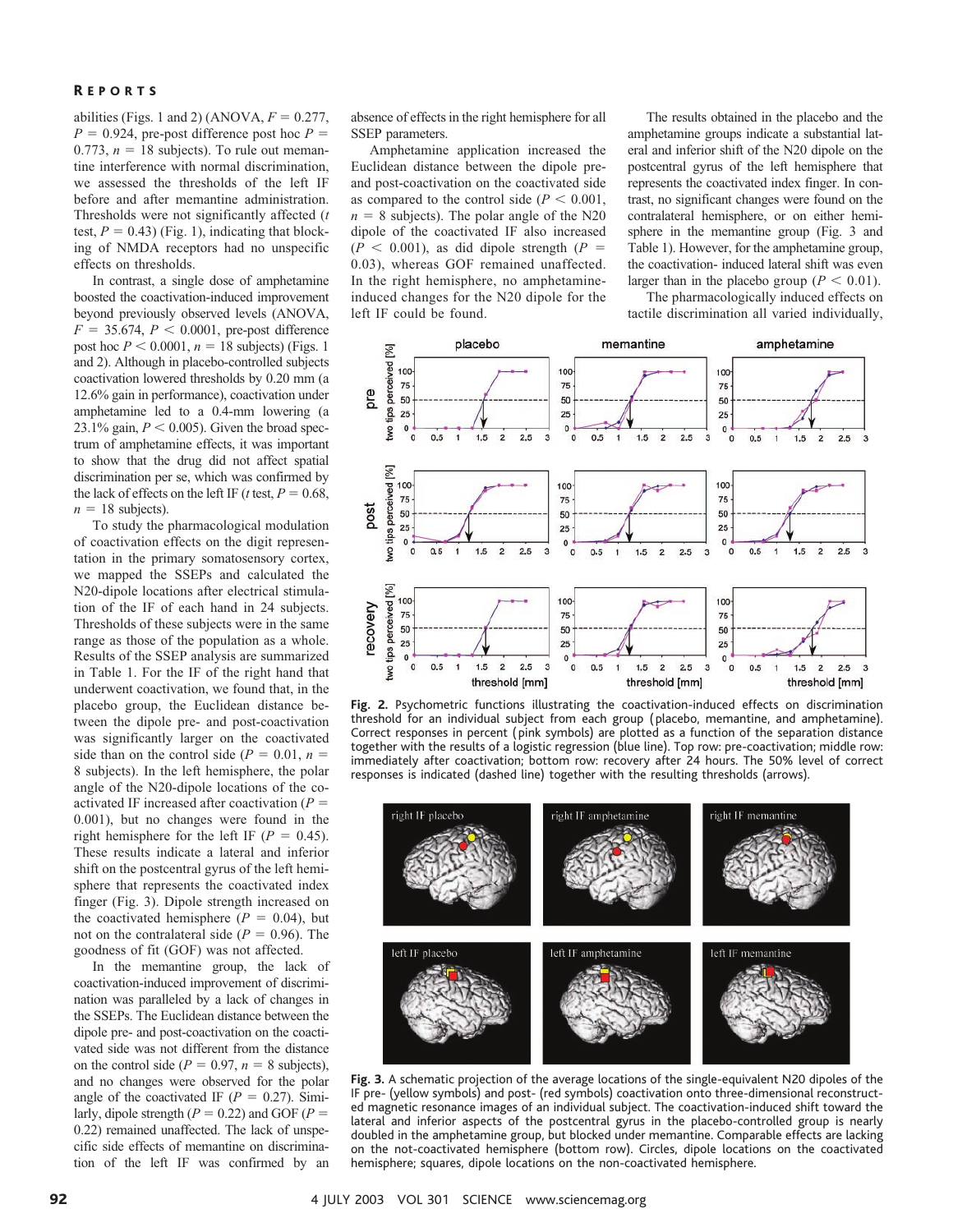abilities (Figs. 1 and 2) (ANOVA, $F = 0.277$, $P = 0.924$, pre-post difference post hoc $P = 0.773$, $n = 18$ subjects). To rule out memantine interference with normal discrimination, we assessed the thresholds of the left IF before and after memantine administration. Thresholds were not significantly affected ($t$ test, $P = 0.43$) (Fig. 1), indicating that blocking of NMDA receptors had no unspecific effects on thresholds.

In contrast, a single dose of amphetamine boosted the coactivation-induced improvement beyond previously observed levels (ANOVA, $F = 35.674$, $P < 0.0001$, pre-post difference post hoc $P < 0.0001$, $n = 18$ subjects) (Figs. 1 and 2). Although in placebo-controlled subjects coactivation lowered thresholds by 0.20 mm (a 12.6% gain in performance), coactivation under amphetamine led to a 0.4-mm lowering (a 23.1% gain, $P < 0.005$). Given the broad spectrum of amphetamine effects, it was important to show that the drug did not affect spatial discrimination per se, which was confirmed by the lack of effects on the left IF ($t$ test, $P = 0.68$, $n = 18$ subjects).

To study the pharmacological modulation of coactivation effects on the digit representation in the primary somatosensory cortex, we mapped the SSEPs and calculated the N20-dipole locations after electrical stimulation of the IF of each hand in 24 subjects. Thresholds of these subjects were in the same range as those of the population as a whole. Results of the SSEP analysis are summarized in Table 1. For the IF of the right hand that underwent coactivation, we found that, in the placebo group, the Euclidean distance between the dipole pre- and post-coactivation was significantly larger on the coactivated side than on the control side ($P = 0.01$, $n = 8$ subjects). In the left hemisphere, the polar angle of the N20-dipole locations of the coactivated IF increased after coactivation ($P = 0.001$), but no changes were found in the right hemisphere for the left IF ($P = 0.45$). These results indicate a lateral and inferior shift on the postcentral gyrus of the left hemisphere that represents the coactivated index finger (Fig. 3). Dipole strength increased on the coactivated hemisphere ($P = 0.04$), but not on the contralateral side ($P = 0.96$). The goodness of fit (GOF) was not affected.

In the memantine group, the lack of coactivation-induced improvement of discrimination was paralleled by a lack of changes in the SSEPs. The Euclidean distance between the dipole pre- and post-coactivation on the coactivated side was not different from the distance on the control side ($P = 0.97$, $n = 8$ subjects), and no changes were observed for the polar angle of the coactivated IF ($P = 0.27$). Similarly, dipole strength ($P = 0.22$) and GOF ($P = 0.22$) remained unaffected. The lack of unspecific side effects of memantine on discrimination of the left IF was confirmed by an absence of effects in the right hemisphere for all SSEP parameters.

Amphetamine application increased the Euclidean distance between the dipole pre- and post-coactivation on the coactivated side as compared to the control side ($P < 0.001$, $n = 8$ subjects). The polar angle of the N20 dipole of the coactivated IF also increased ($P < 0.001$), as did dipole strength ($P = 0.03$), whereas GOF remained unaffected. In the right hemisphere, no amphetamine-induced changes for the N20 dipole for the left IF could be found.

The results obtained in the placebo and the amphetamine groups indicate a substantial lateral and inferior shift of the N20 dipole on the postcentral gyrus of the left hemisphere that represents the coactivated index finger. In contrast, no significant changes were found on the contralateral hemisphere, or on either hemisphere in the memantine group (Fig. 3 and Table 1). However, for the amphetamine group, the coactivation- induced lateral shift was even larger than in the placebo group ($P < 0.01$).

The pharmacologically induced effects on tactile discrimination all varied individually,

**Fig. 2.** Psychometric functions illustrating the coactivation-induced effects on discrimination threshold for an individual subject from each group (placebo, memantine, and amphetamine). Correct responses in percent (pink symbols) are plotted as a function of the separation distance together with the results of a logistic regression (blue line). Top row: pre-coactivation; middle row: immediately after coactivation; bottom row: recovery after 24 hours. The 50% level of correct responses is indicated (dashed line) together with the resulting thresholds (arrows).

**Fig. 3.** A schematic projection of the average locations of the single-equivalent N20 dipoles of the IF pre- (yellow symbols) and post- (red symbols) coactivation onto three-dimensional reconstructed magnetic resonance images of an individual subject. The coactivation-induced shift toward the lateral and inferior aspects of the postcentral gyrus in the placebo-controlled group is nearly doubled in the amphetamine group, but blocked under memantine. Comparable effects are lacking on the not-coactivated hemisphere (bottom row). Circles, dipole locations on the coactivated hemisphere; squares, dipole locations on the non-coactivated hemisphere.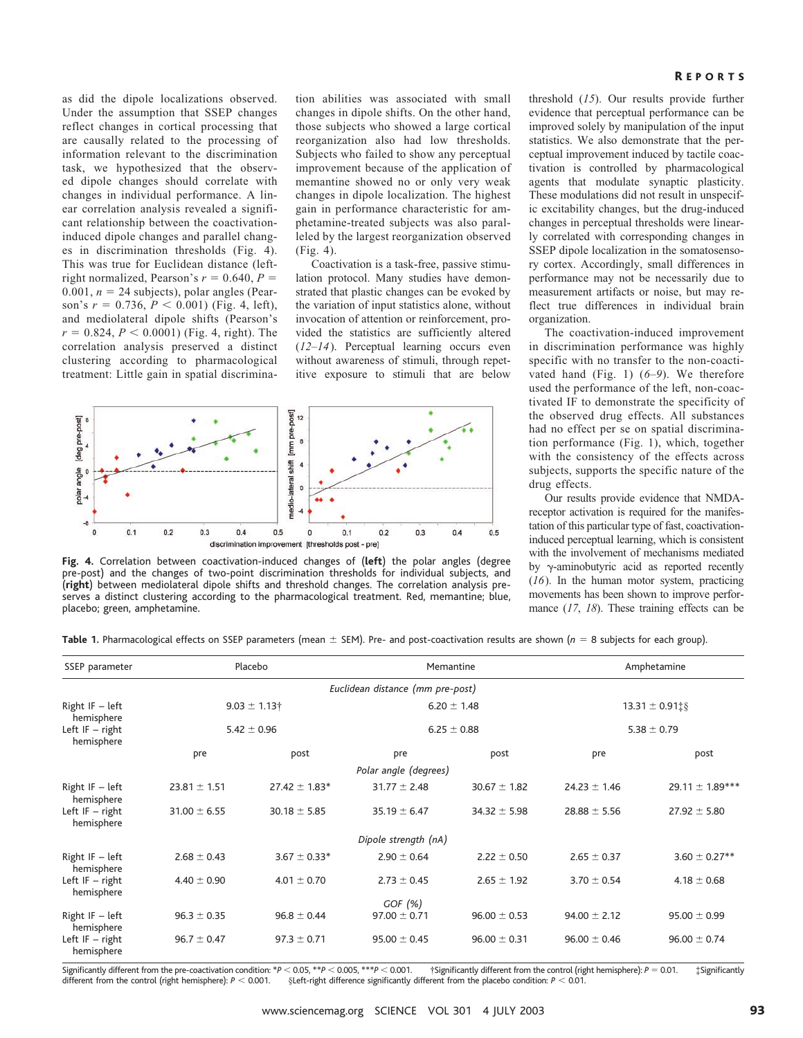as did the dipole localizations observed. Under the assumption that SSEP changes reflect changes in cortical processing that are causally related to the processing of information relevant to the discrimination task, we hypothesized that the observed dipole changes should correlate with changes in individual performance. A linear correlation analysis revealed a significant relationship between the coactivation-induced dipole changes and parallel changes in discrimination thresholds (Fig. 4). This was true for Euclidean distance (left-right normalized, Pearson's $r = 0.640$, $P = 0.001$, $n = 24$ subjects), polar angles (Pearson's $r = 0.736$, $P < 0.001$) (Fig. 4, left), and mediolateral dipole shifts (Pearson's $r = 0.824$, $P < 0.0001$) (Fig. 4, right). The correlation analysis preserved a distinct clustering according to pharmacological treatment: Little gain in spatial discrimination abilities was associated with small changes in dipole shifts. On the other hand, those subjects who showed a large cortical reorganization also had low thresholds. Subjects who failed to show any perceptual improvement because of the application of memantine showed no or only very weak changes in dipole localization. The highest gain in performance characteristic for amphetamine-treated subjects was also paralleled by the largest reorganization observed (Fig. 4).

Coactivation is a task-free, passive stimulation protocol. Many studies have demonstrated that plastic changes can be evoked by the variation of input statistics alone, without invocation of attention or reinforcement, provided the statistics are sufficiently altered (12–14). Perceptual learning occurs even without awareness of stimuli, through repetitive exposure to stimuli that are below threshold (15). Our results provide further evidence that perceptual performance can be improved solely by manipulation of the input statistics. We also demonstrate that the perceptual improvement induced by tactile coactivation is controlled by pharmacological agents that modulate synaptic plasticity. These modulations did not result in unspecific excitability changes, but the drug-induced changes in perceptual thresholds were linearly correlated with corresponding changes in SSEP dipole localization in the somatosensory cortex. Accordingly, small differences in performance may not be necessarily due to measurement artifacts or noise, but may reflect true differences in individual brain organization.

The coactivation-induced improvement in discrimination performance was highly specific with no transfer to the non-coactivated hand (Fig. 1) (6–9). We therefore used the performance of the left, non-coactivated IF to demonstrate the specificity of the observed drug effects. All substances had no effect per se on spatial discrimination performance (Fig. 1), which, together with the consistency of the effects across subjects, supports the specific nature of the drug effects.

Our results provide evidence that NMDA-receptor activation is required for the manifestation of this particular type of fast, coactivation-induced perceptual learning, which is consistent with the involvement of mechanisms mediated by γ-aminobutyric acid as reported recently (16). In the human motor system, practicing movements has been shown to improve performance (17, 18). These training effects can be

**Fig. 4.** Correlation between coactivation-induced changes of (**left**) the polar angles (degree pre-post) and the changes of two-point discrimination thresholds for individual subjects, and (**right**) between mediolateral dipole shifts and threshold changes. The correlation analysis preserves a distinct clustering according to the pharmacological treatment. Red, memantine; blue, placebo; green, amphetamine.

**Table 1.** Pharmacological effects on SSEP parameters (mean ± SEM). Pre- and post-coactivation results are shown ($n = 8$ subjects for each group).

| SSEP parameter | Placebo | | Memantine | | Amphetamine | |
|---|---|---|---|---|---|---|
| | *Euclidean distance (mm pre-post)* | | | | | |
| Right IF – left hemisphere | 9.03 ± 1.13† | | 6.20 ± 1.48 | | 13.31 ± 0.91‡§ | |
| Left IF – right hemisphere | 5.42 ± 0.96 | | 6.25 ± 0.88 | | 5.38 ± 0.79 | |
| | pre | post | pre | post | pre | post |
| | *Polar angle (degrees)* | | | | | |
| Right IF – left hemisphere | 23.81 ± 1.51 | 27.42 ± 1.83* | 31.77 ± 2.48 | 30.67 ± 1.82 | 24.23 ± 1.46 | 29.11 ± 1.89*** |
| Left IF – right hemisphere | 31.00 ± 6.55 | 30.18 ± 5.85 | 35.19 ± 6.47 | 34.32 ± 5.98 | 28.88 ± 5.56 | 27.92 ± 5.80 |
| | *Dipole strength (nA)* | | | | | |
| Right IF – left hemisphere | 2.68 ± 0.43 | 3.67 ± 0.33* | 2.90 ± 0.64 | 2.22 ± 0.50 | 2.65 ± 0.37 | 3.60 ± 0.27** |
| Left IF – right hemisphere | 4.40 ± 0.90 | 4.01 ± 0.70 | 2.73 ± 0.45 | 2.65 ± 1.92 | 3.70 ± 0.54 | 4.18 ± 0.68 |
| | *GOF (%)* | | | | | |
| Right IF – left hemisphere | 96.3 ± 0.35 | 96.8 ± 0.44 | 97.00 ± 0.71 | 96.00 ± 0.53 | 94.00 ± 2.12 | 95.00 ± 0.99 |
| Left IF – right hemisphere | 96.7 ± 0.47 | 97.3 ± 0.71 | 95.00 ± 0.45 | 96.00 ± 0.31 | 96.00 ± 0.46 | 96.00 ± 0.74 |

Significantly different from the pre-coactivation condition: *$P < 0.05$, **$P < 0.005$, ***$P < 0.001$. †Significantly different from the control (right hemisphere): $P = 0.01$. ‡Significantly different from the control (right hemisphere): $P < 0.001$. §Left-right difference significantly different from the placebo condition: $P < 0.01$.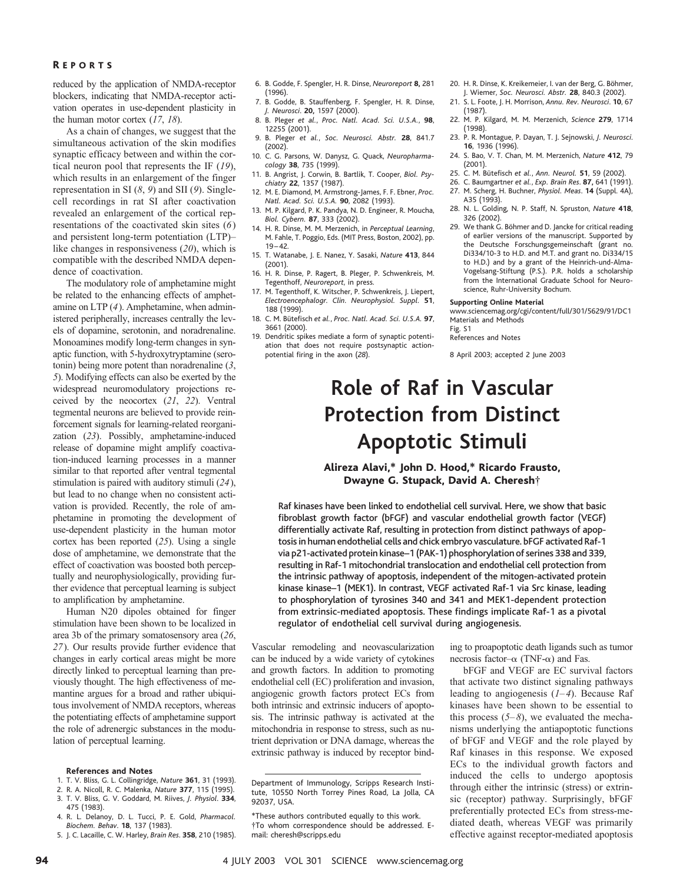reduced by the application of NMDA-receptor blockers, indicating that NMDA-receptor activation operates in use-dependent plasticity in the human motor cortex (*17*, *18*).

As a chain of changes, we suggest that the simultaneous activation of the skin modifies synaptic efficacy between and within the cortical neuron pool that represents the IF (*19*), which results in an enlargement of the finger representation in SI (*8*, *9*) and SII (*9*). Single-cell recordings in rat SI after coactivation revealed an enlargement of the cortical representations of the coactivated skin sites (*6*) and persistent long-term potentiation (LTP)–like changes in responsiveness (*20*), which is compatible with the described NMDA dependence of coactivation.

The modulatory role of amphetamine might be related to the enhancing effects of amphetamine on LTP (*4*). Amphetamine, when administered peripherally, increases centrally the levels of dopamine, serotonin, and noradrenaline. Monoamines modify long-term changes in synaptic function, with 5-hydroxytryptamine (serotonin) being more potent than noradrenaline (*3*, *5*). Modifying effects can also be exerted by the widespread neuromodulatory projections received by the neocortex (*21*, *22*). Ventral tegmental neurons are believed to provide reinforcement signals for learning-related reorganization (*23*). Possibly, amphetamine-induced release of dopamine might amplify coactivation-induced learning processes in a manner similar to that reported after ventral tegmental stimulation is paired with auditory stimuli (*24*), but lead to no change when no consistent activation is provided. Recently, the role of amphetamine in promoting the development of use-dependent plasticity in the human motor cortex has been reported (*25*). Using a single dose of amphetamine, we demonstrate that the effect of coactivation was boosted both perceptually and neurophysiologically, providing further evidence that perceptual learning is subject to amplification by amphetamine.

Human N20 dipoles obtained for finger stimulation have been shown to be localized in area 3b of the primary somatosensory area (*26*, *27*). Our results provide further evidence that changes in early cortical areas might be more directly linked to perceptual learning than previously thought. The high effectiveness of memantine argues for a broad and rather ubiquitous involvement of NMDA receptors, whereas the potentiating effects of amphetamine support the role of adrenergic substances in the modulation of perceptual learning.

### References and Notes

1. T. V. Bliss, G. L. Collingridge, *Nature* **361**, 31 (1993).
2. R. A. Nicoll, R. C. Malenka, *Nature* **377**, 115 (1995).
3. T. V. Bliss, G. V. Goddard, M. Riives, *J. Physiol*. **334**, 475 (1983).
4. R. L. Delanoy, D. L. Tucci, P. E. Gold, *Pharmacol. Biochem. Behav*. **18**, 137 (1983).
5. J. C. Lacaille, C. W. Harley, *Brain Res*. **358**, 210 (1985).
6. B. Godde, F. Spengler, H. R. Dinse, *Neuroreport* **8,** 281 (1996).
7. B. Godde, B. Stauffenberg, F. Spengler, H. R. Dinse, *J. Neurosci*. **20,** 1597 (2000).
8. B. Pleger *et al.*, *Proc. Natl. Acad. Sci. U.S.A.*, **98**, 12255 (2001).
9. B. Pleger *et al.*, *Soc. Neurosci. Abstr.* **28**, 841.7 (2002).
10. C. G. Parsons, W. Danysz, G. Quack, *Neuropharmacology* **38**, 735 (1999).
11. B. Angrist, J. Corwin, B. Bartlik, T. Cooper, *Biol. Psychiatry* **22**, 1357 (1987).
12. M. E. Diamond, M. Armstrong-James, F. F. Ebner, *Proc. Natl. Acad. Sci. U.S.A.* **90**, 2082 (1993).
13. M. P. Kilgard, P. K. Pandya, N. D. Engineer, R. Moucha, *Biol. Cybern*. **87**, 333 (2002).
14. H. R. Dinse, M. M. Merzenich, in *Perceptual Learning*, M. Fahle, T. Poggio, Eds. (MIT Press, Boston, 2002), pp. 19–42.
15. T. Watanabe, J. E. Nanez, Y. Sasaki, *Nature* **413**, 844 (2001).
16. H. R. Dinse, P. Ragert, B. Pleger, P. Schwenkreis, M. Tegenthoff, *Neuroreport*, in press.
17. M. Tegenthoff, K. Witscher, P. Schwenkreis, J. Liepert, *Electroencephalogr. Clin. Neurophysiol. Suppl*. **51**, 188 (1999).
18. C. M. Bütefisch *et al.*, *Proc. Natl. Acad. Sci. U.S.A.* **97**, 3661 (2000).
19. Dendritic spikes mediate a form of synaptic potentiation that does not require postsynaptic action-potential firing in the axon (*28*).
20. H. R. Dinse, K. Kreikemeier, I. van der Berg, G. Böhmer, J. Wiemer, *Soc. Neurosci. Abstr*. **28**, 840.3 (2002).
21. S. L. Foote, J. H. Morrison, *Annu. Rev. Neurosci*. **10**, 67 (1987).
22. M. P. Kilgard, M. M. Merzenich, *Science* **279**, 1714 (1998).
23. P. R. Montague, P. Dayan, T. J. Sejnowski, *J. Neurosci*. **16**, 1936 (1996).
24. S. Bao, V. T. Chan, M. M. Merzenich, *Nature* **412**, 79 (2001).
25. C. M. Bütefisch *et al.*, *Ann. Neurol*. **51**, 59 (2002).
26. C. Baumgartner *et al.*, *Exp. Brain Res*. **87,** 641 (1991).
27. M. Scherg, H. Buchner, *Physiol. Meas*. **14** (Suppl. 4A), A35 (1993).
28. N. L. Golding, N. P. Staff, N. Spruston, *Nature* **418**, 326 (2002).
29. We thank G. Böhmer and D. Jancke for critical reading of earlier versions of the manuscript. Supported by the Deutsche Forschungsgemeinschaft (grant no. Di334/10-3 to H.D. and M.T. and grant no. Di334/15 to H.D.) and by a grant of the Heinrich-und-Alma-Vogelsang-Stiftung (P.S.). P.R. holds a scholarship from the International Graduate School for Neuroscience, Ruhr-University Bochum.

**Supporting Online Material**
www.sciencemag.org/cgi/content/full/301/5629/91/DC1
Materials and Methods
Fig. S1
References and Notes

8 April 2003; accepted 2 June 2003

# Role of Raf in Vascular Protection from Distinct Apoptotic Stimuli

**Alireza Alavi,\* John D. Hood,\* Ricardo Frausto, Dwayne G. Stupack, David A. Cheresh†**

**Raf kinases have been linked to endothelial cell survival. Here, we show that basic fibroblast growth factor (bFGF) and vascular endothelial growth factor (VEGF) differentially activate Raf, resulting in protection from distinct pathways of apoptosis in human endothelial cells and chick embryo vasculature. bFGF activated Raf-1 via p21-activated protein kinase–1 (PAK-1) phosphorylation of serines 338 and 339, resulting in Raf-1 mitochondrial translocation and endothelial cell protection from the intrinsic pathway of apoptosis, independent of the mitogen-activated protein kinase kinase–1 (MEK1). In contrast, VEGF activated Raf-1 via Src kinase, leading to phosphorylation of tyrosines 340 and 341 and MEK1-dependent protection from extrinsic-mediated apoptosis. These findings implicate Raf-1 as a pivotal regulator of endothelial cell survival during angiogenesis.**

Vascular remodeling and neovascularization can be induced by a wide variety of cytokines and growth factors. In addition to promoting endothelial cell (EC) proliferation and invasion, angiogenic growth factors protect ECs from both intrinsic and extrinsic inducers of apoptosis. The intrinsic pathway is activated at the mitochondria in response to stress, such as nutrient deprivation or DNA damage, whereas the extrinsic pathway is induced by receptor binding to proapoptotic death ligands such as tumor necrosis factor–α (TNF-α) and Fas.

bFGF and VEGF are EC survival factors that activate two distinct signaling pathways leading to angiogenesis (*1–4*). Because Raf kinases have been shown to be essential to this process (*5–8*), we evaluated the mechanisms underlying the antiapoptotic functions of bFGF and VEGF and the role played by Raf kinases in this response. We exposed ECs to the individual growth factors and induced the cells to undergo apoptosis through either the intrinsic (stress) or extrinsic (receptor) pathway. Surprisingly, bFGF preferentially protected ECs from stress-mediated death, whereas VEGF was primarily effective against receptor-mediated apoptosis

Department of Immunology, Scripps Research Institute, 10550 North Torrey Pines Road, La Jolla, CA 92037, USA.

\*These authors contributed equally to this work.
†To whom correspondence should be addressed. E-mail: cheresh@scripps.edu